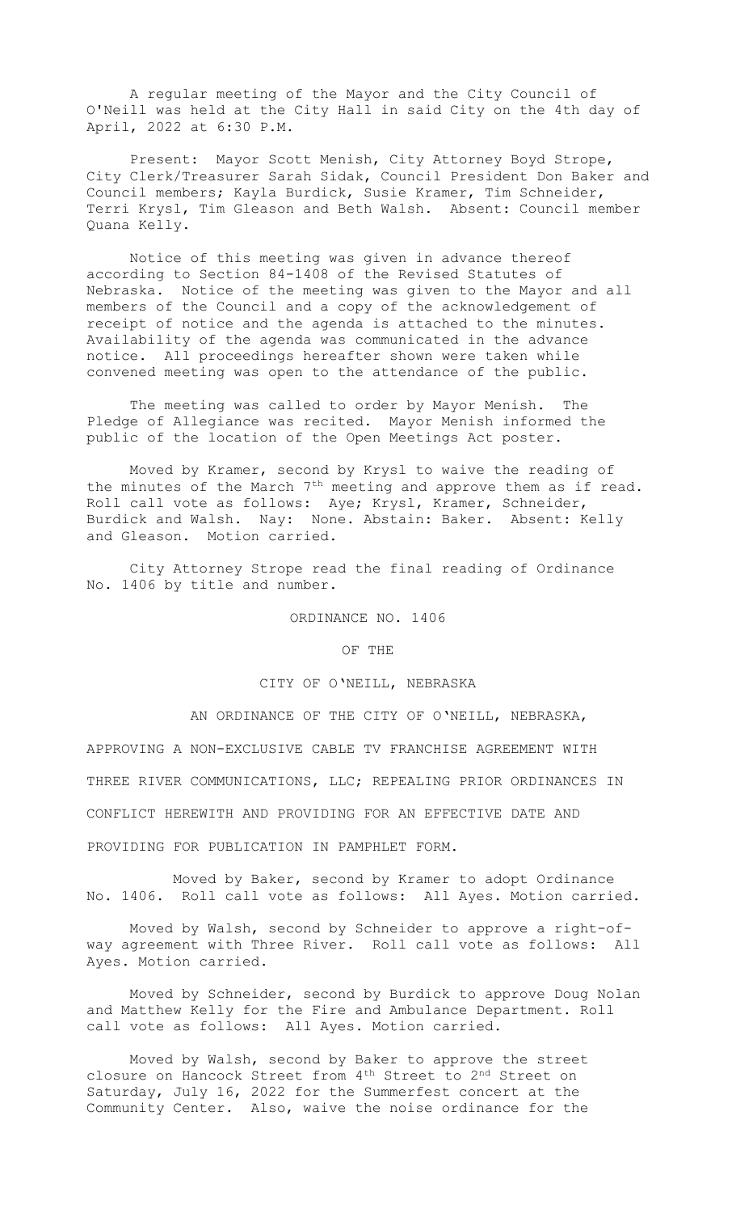A regular meeting of the Mayor and the City Council of O'Neill was held at the City Hall in said City on the 4th day of April, 2022 at 6:30 P.M.

Present: Mayor Scott Menish, City Attorney Boyd Strope, City Clerk/Treasurer Sarah Sidak, Council President Don Baker and Council members; Kayla Burdick, Susie Kramer, Tim Schneider, Terri Krysl, Tim Gleason and Beth Walsh. Absent: Council member Quana Kelly.

Notice of this meeting was given in advance thereof according to Section 84-1408 of the Revised Statutes of Nebraska. Notice of the meeting was given to the Mayor and all members of the Council and a copy of the acknowledgement of receipt of notice and the agenda is attached to the minutes. Availability of the agenda was communicated in the advance notice. All proceedings hereafter shown were taken while convened meeting was open to the attendance of the public.

The meeting was called to order by Mayor Menish. The Pledge of Allegiance was recited. Mayor Menish informed the public of the location of the Open Meetings Act poster.

Moved by Kramer, second by Krysl to waive the reading of the minutes of the March 7th meeting and approve them as if read. Roll call vote as follows: Aye; Krysl, Kramer, Schneider, Burdick and Walsh. Nay: None. Abstain: Baker. Absent: Kelly and Gleason. Motion carried.

City Attorney Strope read the final reading of Ordinance No. 1406 by title and number.

ORDINANCE NO. 1406

OF THE

CITY OF O'NEILL, NEBRASKA

AN ORDINANCE OF THE CITY OF O'NEILL, NEBRASKA, APPROVING A NON-EXCLUSIVE CABLE TV FRANCHISE AGREEMENT WITH THREE RIVER COMMUNICATIONS, LLC; REPEALING PRIOR ORDINANCES IN CONFLICT HEREWITH AND PROVIDING FOR AN EFFECTIVE DATE AND PROVIDING FOR PUBLICATION IN PAMPHLET FORM.

Moved by Baker, second by Kramer to adopt Ordinance No. 1406. Roll call vote as follows: All Ayes. Motion carried.

Moved by Walsh, second by Schneider to approve a right-of-way agreement with Three River. Roll call vote as follows: All Ayes. Motion carried.

Moved by Schneider, second by Burdick to approve Doug Nolan and Matthew Kelly for the Fire and Ambulance Department. Roll call vote as follows: All Ayes. Motion carried.

Moved by Walsh, second by Baker to approve the street closure on Hancock Street from 4th Street to 2nd Street on Saturday, July 16, 2022 for the Summerfest concert at the Community Center. Also, waive the noise ordinance for the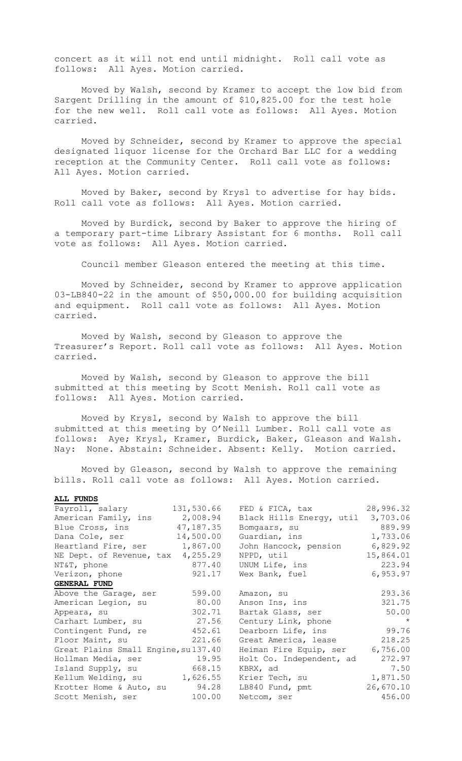concert as it will not end until midnight. Roll call vote as follows: All Ayes. Motion carried.

Moved by Walsh, second by Kramer to accept the low bid from Sargent Drilling in the amount of $10,825.00 for the test hole for the new well. Roll call vote as follows: All Ayes. Motion carried.

Moved by Schneider, second by Kramer to approve the special designated liquor license for the Orchard Bar LLC for a wedding reception at the Community Center. Roll call vote as follows: All Ayes. Motion carried.

Moved by Baker, second by Krysl to advertise for hay bids. Roll call vote as follows: All Ayes. Motion carried.

Moved by Burdick, second by Baker to approve the hiring of a temporary part-time Library Assistant for 6 months. Roll call vote as follows: All Ayes. Motion carried.

Council member Gleason entered the meeting at this time.

Moved by Schneider, second by Kramer to approve application 03-LB840-22 in the amount of $50,000.00 for building acquisition and equipment. Roll call vote as follows: All Ayes. Motion carried.

Moved by Walsh, second by Gleason to approve the Treasurer's Report. Roll call vote as follows: All Ayes. Motion carried.

Moved by Walsh, second by Gleason to approve the bill submitted at this meeting by Scott Menish. Roll call vote as follows: All Ayes. Motion carried.

Moved by Krysl, second by Walsh to approve the bill submitted at this meeting by O'Neill Lumber. Roll call vote as follows: Aye; Krysl, Kramer, Burdick, Baker, Gleason and Walsh. Nay: None. Abstain: Schneider. Absent: Kelly. Motion carried.

Moved by Gleason, second by Walsh to approve the remaining bills. Roll call vote as follows: All Ayes. Motion carried.

**ALL FUNDS**

| | | | |
|---|---|---|---|
| Payroll, salary | 131,530.66 | FED & FICA, tax | 28,996.32 |
| American Family, ins | 2,008.94 | Black Hills Energy, util | 3,703.06 |
| Blue Cross, ins | 47,187.35 | Bomgaars, su | 889.99 |
| Dana Cole, ser | 14,500.00 | Guardian, ins | 1,733.06 |
| Heartland Fire, ser | 1,867.00 | John Hancock, pension | 6,829.92 |
| NE Dept. of Revenue, tax | 4,255.29 | NPPD, util | 15,864.01 |
| NT&T, phone | 877.40 | UNUM Life, ins | 223.94 |
| Verizon, phone | 921.17 | Wex Bank, fuel | 6,953.97 |

**GENERAL FUND**

| | | | |
|---|---|---|---|
| Above the Garage, ser | 599.00 | Amazon, su | 293.36 |
| American Legion, su | 80.00 | Anson Ins, ins | 321.75 |
| Appeara, su | 302.71 | Bartak Glass, ser | 50.00 |
| Carhart Lumber, su | 27.56 | Century Link, phone | * |
| Contingent Fund, re | 452.61 | Dearborn Life, ins | 99.76 |
| Floor Maint, su | 221.66 | Great America, lease | 218.25 |
| Great Plains Small Engine, su | 137.40 | Heiman Fire Equip, ser | 6,756.00 |
| Hollman Media, ser | 19.95 | Holt Co. Independent, ad | 272.97 |
| Island Supply, su | 668.15 | KBRX, ad | 7.50 |
| Kellum Welding, su | 1,626.55 | Krier Tech, su | 1,871.50 |
| Krotter Home & Auto, su | 94.28 | LB840 Fund, pmt | 26,670.10 |
| Scott Menish, ser | 100.00 | Netcom, ser | 456.00 |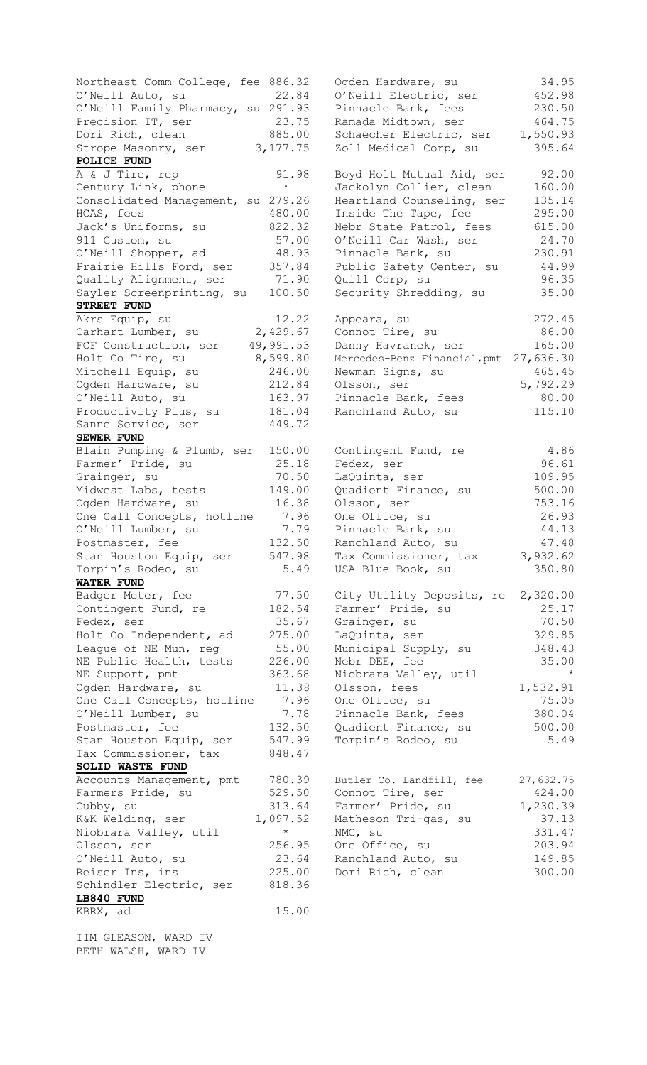| | | | |
|---|---|---|---|
| Northeast Comm College, fee | 886.32 | Ogden Hardware, su | 34.95 |
| O'Neill Auto, su | 22.84 | O'Neill Electric, ser | 452.98 |
| O'Neill Family Pharmacy, su | 291.93 | Pinnacle Bank, fees | 230.50 |
| Precision IT, ser | 23.75 | Ramada Midtown, ser | 464.75 |
| Dori Rich, clean | 885.00 | Schaecher Electric, ser | 1,550.93 |
| Strope Masonry, ser | 3,177.75 | Zoll Medical Corp, su | 395.64 |

**POLICE FUND**

| | | | |
|---|---|---|---|
| A & J Tire, rep | 91.98 | Boyd Holt Mutual Aid, ser | 92.00 |
| Century Link, phone | * | Jackolyn Collier, clean | 160.00 |
| Consolidated Management, su | 279.26 | Heartland Counseling, ser | 135.14 |
| HCAS, fees | 480.00 | Inside The Tape, fee | 295.00 |
| Jack's Uniforms, su | 822.32 | Nebr State Patrol, fees | 615.00 |
| 911 Custom, su | 57.00 | O'Neill Car Wash, ser | 24.70 |
| O'Neill Shopper, ad | 48.93 | Pinnacle Bank, su | 230.91 |
| Prairie Hills Ford, ser | 357.84 | Public Safety Center, su | 44.99 |
| Quality Alignment, ser | 71.90 | Quill Corp, su | 96.35 |
| Sayler Screenprinting, su | 100.50 | Security Shredding, su | 35.00 |

**STREET FUND**

| | | | |
|---|---|---|---|
| Akrs Equip, su | 12.22 | Appeara, su | 272.45 |
| Carhart Lumber, su | 2,429.67 | Connot Tire, su | 86.00 |
| FCF Construction, ser | 49,991.53 | Danny Havranek, ser | 165.00 |
| Holt Co Tire, su | 8,599.80 | Mercedes-Benz Financial, pmt | 27,636.30 |
| Mitchell Equip, su | 246.00 | Newman Signs, su | 465.45 |
| Ogden Hardware, su | 212.84 | Olsson, ser | 5,792.29 |
| O'Neill Auto, su | 163.97 | Pinnacle Bank, fees | 80.00 |
| Productivity Plus, su | 181.04 | Ranchland Auto, su | 115.10 |
| Sanne Service, ser | 449.72 | | |

**SEWER FUND**

| | | | |
|---|---|---|---|
| Blain Pumping & Plumb, ser | 150.00 | Contingent Fund, re | 4.86 |
| Farmer' Pride, su | 25.18 | Fedex, ser | 96.61 |
| Grainger, su | 70.50 | LaQuinta, ser | 109.95 |
| Midwest Labs, tests | 149.00 | Quadient Finance, su | 500.00 |
| Ogden Hardware, su | 16.38 | Olsson, ser | 753.16 |
| One Call Concepts, hotline | 7.96 | One Office, su | 26.93 |
| O'Neill Lumber, su | 7.79 | Pinnacle Bank, su | 44.13 |
| Postmaster, fee | 132.50 | Ranchland Auto, su | 47.48 |
| Stan Houston Equip, ser | 547.98 | Tax Commissioner, tax | 3,932.62 |
| Torpin's Rodeo, su | 5.49 | USA Blue Book, su | 350.80 |

**WATER FUND**

| | | | |
|---|---|---|---|
| Badger Meter, fee | 77.50 | City Utility Deposits, re | 2,320.00 |
| Contingent Fund, re | 182.54 | Farmer' Pride, su | 25.17 |
| Fedex, ser | 35.67 | Grainger, su | 70.50 |
| Holt Co Independent, ad | 275.00 | LaQuinta, ser | 329.85 |
| League of NE Mun, reg | 55.00 | Municipal Supply, su | 348.43 |
| NE Public Health, tests | 226.00 | Nebr DEE, fee | 35.00 |
| NE Support, pmt | 363.68 | Niobrara Valley, util | * |
| Ogden Hardware, su | 11.38 | Olsson, fees | 1,532.91 |
| One Call Concepts, hotline | 7.96 | One Office, su | 75.05 |
| O'Neill Lumber, su | 7.78 | Pinnacle Bank, fees | 380.04 |
| Postmaster, fee | 132.50 | Quadient Finance, su | 500.00 |
| Stan Houston Equip, ser | 547.99 | Torpin's Rodeo, su | 5.49 |
| Tax Commissioner, tax | 848.47 | | |

**SOLID WASTE FUND**

| | | | |
|---|---|---|---|
| Accounts Management, pmt | 780.39 | Butler Co. Landfill, fee | 27,632.75 |
| Farmers Pride, su | 529.50 | Connot Tire, ser | 424.00 |
| Cubby, su | 313.64 | Farmer' Pride, su | 1,230.39 |
| K&K Welding, ser | 1,097.52 | Matheson Tri-gas, su | 37.13 |
| Niobrara Valley, util | * | NMC, su | 331.47 |
| Olsson, ser | 256.95 | One Office, su | 203.94 |
| O'Neill Auto, su | 23.64 | Ranchland Auto, su | 149.85 |
| Reiser Ins, ins | 225.00 | Dori Rich, clean | 300.00 |
| Schindler Electric, ser | 818.36 | | |

**LB840 FUND**

| | |
|---|---|
| KBRX, ad | 15.00 |

TIM GLEASON, WARD IV
BETH WALSH, WARD IV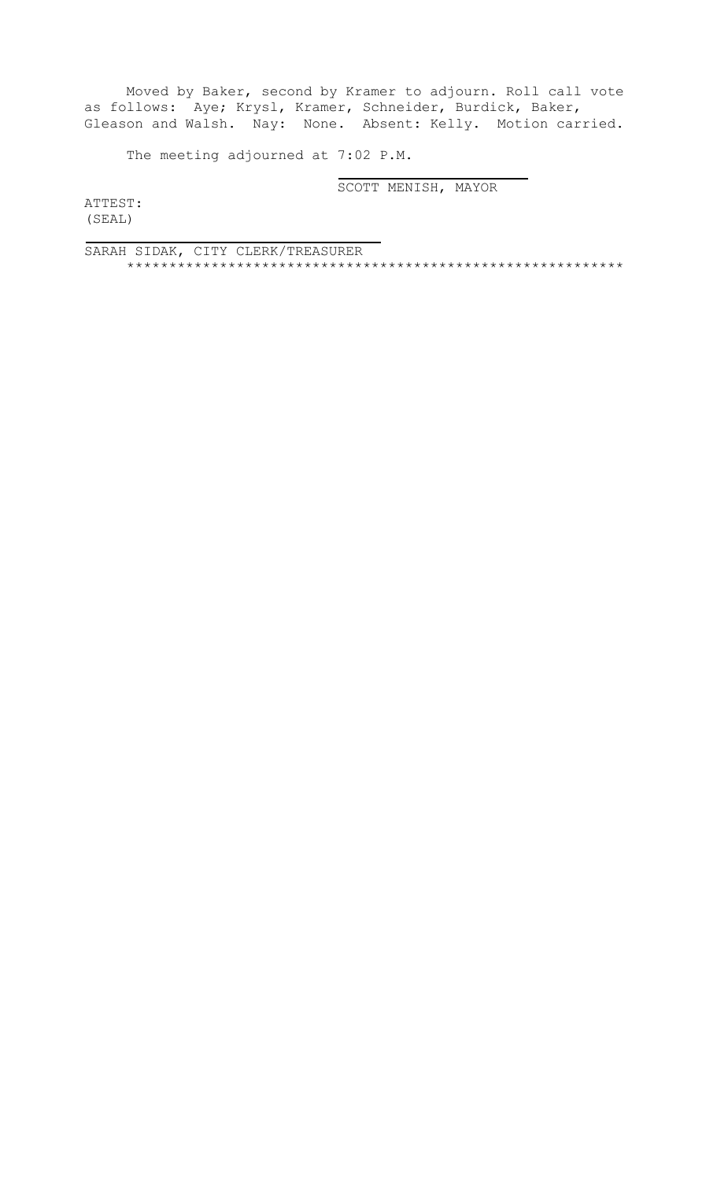Moved by Baker, second by Kramer to adjourn. Roll call vote as follows: Aye; Krysl, Kramer, Schneider, Burdick, Baker, Gleason and Walsh. Nay: None. Absent: Kelly. Motion carried.

The meeting adjourned at 7:02 P.M.

\_\_\_\_\_\_\_\_\_\_\_\_\_\_\_\_\_\_\_\_\_\_\_\_

SCOTT MENISH, MAYOR

ATTEST:
(SEAL)

\_\_\_\_\_\_\_\_\_\_\_\_\_\_\_\_\_\_\_\_\_\_\_\_\_\_\_\_\_\_\_\_\_\_\_\_

SARAH SIDAK, CITY CLERK/TREASURER

***************************************************************